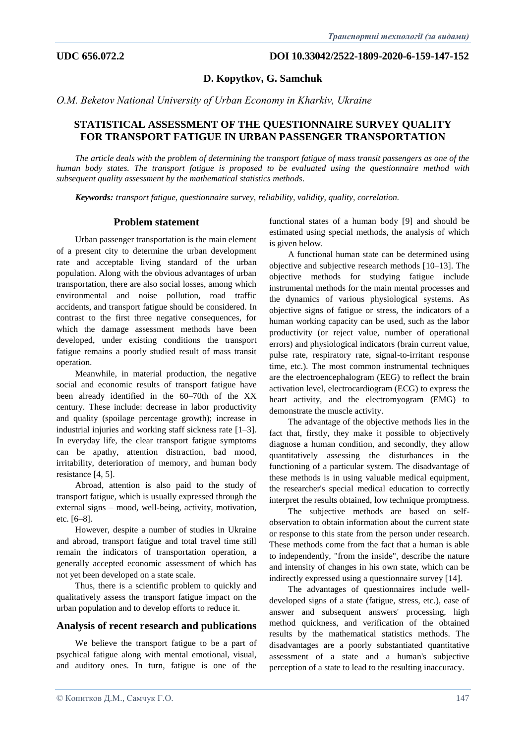**UDC 656.072.2** **DOI 10.33042/2522-1809-2020-6-159-147-152**

**D. Kopytkov, G. Samchuk**

*O.M. Beketov National University of Urban Economy in Kharkiv, Ukraine*

# STATISTICAL ASSESSMENT OF THE QUESTIONNAIRE SURVEY QUALITY FOR TRANSPORT FATIGUE IN URBAN PASSENGER TRANSPORTATION

*The article deals with the problem of determining the transport fatigue of mass transit passengers as one of the human body states. The transport fatigue is proposed to be evaluated using the questionnaire method with subsequent quality assessment by the mathematical statistics methods.*

***Keywords:*** *transport fatigue, questionnaire survey, reliability, validity, quality, correlation.*

## Problem statement

Urban passenger transportation is the main element of a present city to determine the urban development rate and acceptable living standard of the urban population. Along with the obvious advantages of urban transportation, there are also social losses, among which environmental and noise pollution, road traffic accidents, and transport fatigue should be considered. In contrast to the first three negative consequences, for which the damage assessment methods have been developed, under existing conditions the transport fatigue remains a poorly studied result of mass transit operation.

Meanwhile, in material production, the negative social and economic results of transport fatigue have been already identified in the 60–70th of the XX century. These include: decrease in labor productivity and quality (spoilage percentage growth); increase in industrial injuries and working staff sickness rate [1–3]. In everyday life, the clear transport fatigue symptoms can be apathy, attention distraction, bad mood, irritability, deterioration of memory, and human body resistance [4, 5].

Abroad, attention is also paid to the study of transport fatigue, which is usually expressed through the external signs – mood, well-being, activity, motivation, etc. [6–8].

However, despite a number of studies in Ukraine and abroad, transport fatigue and total travel time still remain the indicators of transportation operation, a generally accepted economic assessment of which has not yet been developed on a state scale.

Thus, there is a scientific problem to quickly and qualitatively assess the transport fatigue impact on the urban population and to develop efforts to reduce it.

## Analysis of recent research and publications

We believe the transport fatigue to be a part of psychical fatigue along with mental emotional, visual, and auditory ones. In turn, fatigue is one of the functional states of a human body [9] and should be estimated using special methods, the analysis of which is given below.

A functional human state can be determined using objective and subjective research methods [10–13]. The objective methods for studying fatigue include instrumental methods for the main mental processes and the dynamics of various physiological systems. As objective signs of fatigue or stress, the indicators of a human working capacity can be used, such as the labor productivity (or reject value, number of operational errors) and physiological indicators (brain current value, pulse rate, respiratory rate, signal-to-irritant response time, etc.). The most common instrumental techniques are the electroencephalogram (EEG) to reflect the brain activation level, electrocardiogram (ECG) to express the heart activity, and the electromyogram (EMG) to demonstrate the muscle activity.

The advantage of the objective methods lies in the fact that, firstly, they make it possible to objectively diagnose a human condition, and secondly, they allow quantitatively assessing the disturbances in the functioning of a particular system. The disadvantage of these methods is in using valuable medical equipment, the researcher's special medical education to correctly interpret the results obtained, low technique promptness.

The subjective methods are based on self-observation to obtain information about the current state or response to this state from the person under research. These methods come from the fact that a human is able to independently, "from the inside", describe the nature and intensity of changes in his own state, which can be indirectly expressed using a questionnaire survey [14].

The advantages of questionnaires include well-developed signs of a state (fatigue, stress, etc.), ease of answer and subsequent answers' processing, high method quickness, and verification of the obtained results by the mathematical statistics methods. The disadvantages are a poorly substantiated quantitative assessment of a state and a human's subjective perception of a state to lead to the resulting inaccuracy.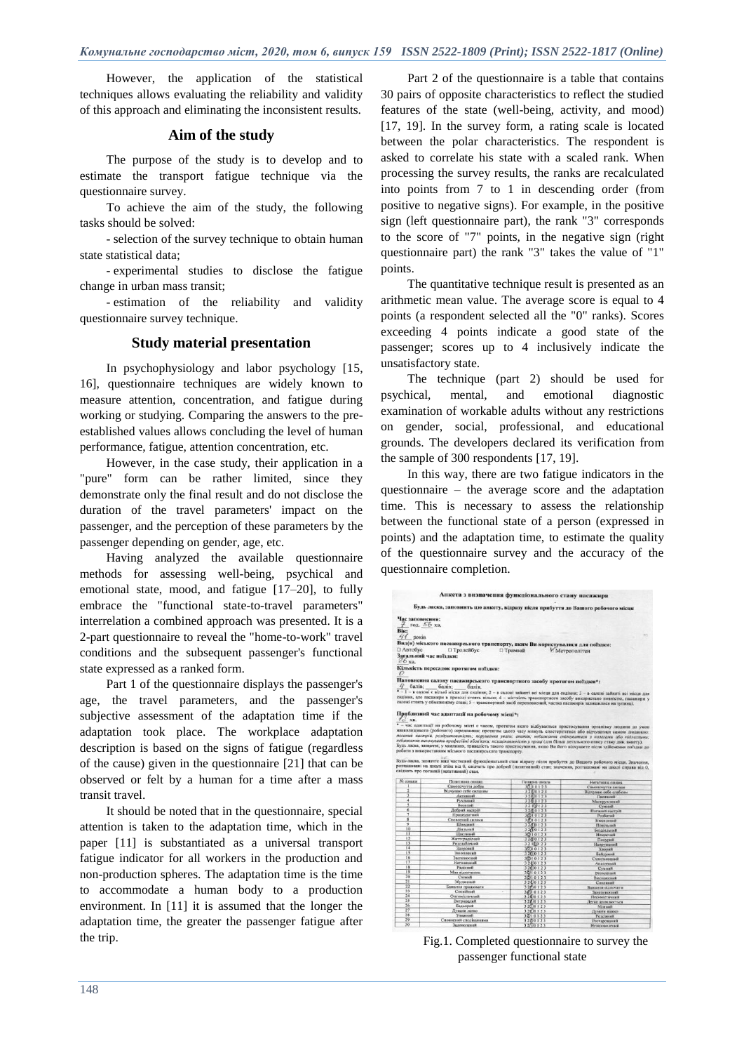However, the application of the statistical techniques allows evaluating the reliability and validity of this approach and eliminating the inconsistent results.

## Aim of the study

The purpose of the study is to develop and to estimate the transport fatigue technique via the questionnaire survey.

To achieve the aim of the study, the following tasks should be solved:

- selection of the survey technique to obtain human state statistical data;
- experimental studies to disclose the fatigue change in urban mass transit;
- estimation of the reliability and validity questionnaire survey technique.

## Study material presentation

In psychophysiology and labor psychology [15, 16], questionnaire techniques are widely known to measure attention, concentration, and fatigue during working or studying. Comparing the answers to the pre-established values allows concluding the level of human performance, fatigue, attention concentration, etc.

However, in the case study, their application in a "pure" form can be rather limited, since they demonstrate only the final result and do not disclose the duration of the travel parameters' impact on the passenger, and the perception of these parameters by the passenger depending on gender, age, etc.

Having analyzed the available questionnaire methods for assessing well-being, psychical and emotional state, mood, and fatigue [17–20], to fully embrace the "functional state-to-travel parameters" interrelation a combined approach was presented. It is a 2-part questionnaire to reveal the "home-to-work" travel conditions and the subsequent passenger's functional state expressed as a ranked form.

Part 1 of the questionnaire displays the passenger's age, the travel parameters, and the passenger's subjective assessment of the adaptation time if the adaptation took place. The workplace adaptation description is based on the signs of fatigue (regardless of the cause) given in the questionnaire [21] that can be observed or felt by a human for a time after a mass transit travel.

It should be noted that in the questionnaire, special attention is taken to the adaptation time, which in the paper [11] is substantiated as a universal transport fatigue indicator for all workers in the production and non-production spheres. The adaptation time is the time to accommodate a human body to a production environment. In [11] it is assumed that the longer the adaptation time, the greater the passenger fatigue after the trip.

Part 2 of the questionnaire is a table that contains 30 pairs of opposite characteristics to reflect the studied features of the state (well-being, activity, and mood) [17, 19]. In the survey form, a rating scale is located between the polar characteristics. The respondent is asked to correlate his state with a scaled rank. When processing the survey results, the ranks are recalculated into points from 7 to 1 in descending order (from positive to negative signs). For example, in the positive sign (left questionnaire part), the rank "3" corresponds to the score of "7" points, in the negative sign (right questionnaire part) the rank "3" takes the value of "1" points.

The quantitative technique result is presented as an arithmetic mean value. The average score is equal to 4 points (a respondent selected all the "0" ranks). Scores exceeding 4 points indicate a good state of the passenger; scores up to 4 inclusively indicate the unsatisfactory state.

The technique (part 2) should be used for psychical, mental, and emotional diagnostic examination of workable adults without any restrictions on gender, social, professional, and educational grounds. The developers declared its verification from the sample of 300 respondents [17, 19].

In this way, there are two fatigue indicators in the questionnaire – the average score and the adaptation time. This is necessary to assess the relationship between the functional state of a person (expressed in points) and the adaptation time, to estimate the quality of the questionnaire survey and the accuracy of the questionnaire completion.

Fig.1. Completed questionnaire to survey the passenger functional state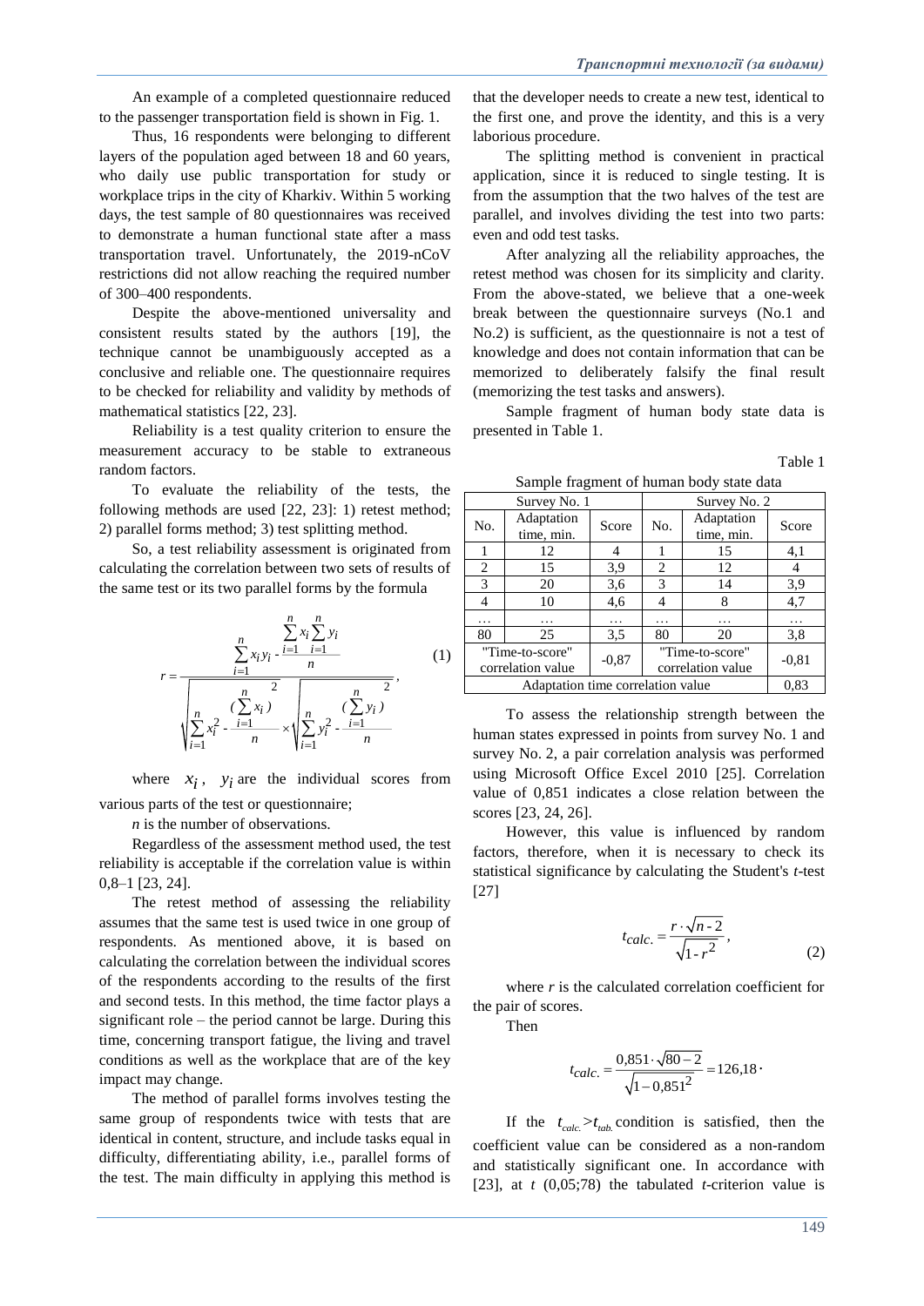An example of a completed questionnaire reduced to the passenger transportation field is shown in Fig. 1.

Thus, 16 respondents were belonging to different layers of the population aged between 18 and 60 years, who daily use public transportation for study or workplace trips in the city of Kharkiv. Within 5 working days, the test sample of 80 questionnaires was received to demonstrate a human functional state after a mass transportation travel. Unfortunately, the 2019-nCoV restrictions did not allow reaching the required number of 300–400 respondents.

Despite the above-mentioned universality and consistent results stated by the authors [19], the technique cannot be unambiguously accepted as a conclusive and reliable one. The questionnaire requires to be checked for reliability and validity by methods of mathematical statistics [22, 23].

Reliability is a test quality criterion to ensure the measurement accuracy to be stable to extraneous random factors.

To evaluate the reliability of the tests, the following methods are used [22, 23]: 1) retest method; 2) parallel forms method; 3) test splitting method.

So, a test reliability assessment is originated from calculating the correlation between two sets of results of the same test or its two parallel forms by the formula

$$r = \frac{\sum_{i=1}^{n} x_i y_i - \frac{\sum_{i=1}^{n} x_i \sum_{i=1}^{n} y_i}{n}}{\sqrt{\sum_{i=1}^{n} x_i^2 - \frac{(\sum_{i=1}^{n} x_i)^2}{n}} \times \sqrt{\sum_{i=1}^{n} y_i^2 - \frac{(\sum_{i=1}^{n} y_i)^2}{n}}}, \qquad (1)$$

where $x_i$, $y_i$ are the individual scores from various parts of the test or questionnaire;

*n* is the number of observations.

Regardless of the assessment method used, the test reliability is acceptable if the correlation value is within 0,8–1 [23, 24].

The retest method of assessing the reliability assumes that the same test is used twice in one group of respondents. As mentioned above, it is based on calculating the correlation between the individual scores of the respondents according to the results of the first and second tests. In this method, the time factor plays a significant role – the period cannot be large. During this time, concerning transport fatigue, the living and travel conditions as well as the workplace that are of the key impact may change.

The method of parallel forms involves testing the same group of respondents twice with tests that are identical in content, structure, and include tasks equal in difficulty, differentiating ability, i.e., parallel forms of the test. The main difficulty in applying this method is that the developer needs to create a new test, identical to the first one, and prove the identity, and this is a very laborious procedure.

The splitting method is convenient in practical application, since it is reduced to single testing. It is from the assumption that the two halves of the test are parallel, and involves dividing the test into two parts: even and odd test tasks.

After analyzing all the reliability approaches, the retest method was chosen for its simplicity and clarity. From the above-stated, we believe that a one-week break between the questionnaire surveys (No.1 and No.2) is sufficient, as the questionnaire is not a test of knowledge and does not contain information that can be memorized to deliberately falsify the final result (memorizing the test tasks and answers).

Sample fragment of human body state data is presented in Table 1.

Table 1

Sample fragment of human body state data

| Survey No. 1 | | | Survey No. 2 | | |
|---|---|---|---|---|---|
| No. | Adaptation time, min. | Score | No. | Adaptation time, min. | Score |
| 1 | 12 | 4 | 1 | 15 | 4,1 |
| 2 | 15 | 3,9 | 2 | 12 | 4 |
| 3 | 20 | 3,6 | 3 | 14 | 3,9 |
| 4 | 10 | 4,6 | 4 | 8 | 4,7 |
| … | … | … | … | … | … |
| 80 | 25 | 3,5 | 80 | 20 | 3,8 |
| "Time-to-score" correlation value | | -0,87 | "Time-to-score" correlation value | | -0,81 |
| Adaptation time correlation value | | | | | 0,83 |

To assess the relationship strength between the human states expressed in points from survey No. 1 and survey No. 2, a pair correlation analysis was performed using Microsoft Office Excel 2010 [25]. Correlation value of 0,851 indicates a close relation between the scores [23, 24, 26].

However, this value is influenced by random factors, therefore, when it is necessary to check its statistical significance by calculating the Student's *t*-test [27]

$$t_{calc.} = \frac{r \cdot \sqrt{n-2}}{\sqrt{1-r^2}}, \qquad (2)$$

where *r* is the calculated correlation coefficient for the pair of scores.

Then

$$t_{calc.} = \frac{0{,}851 \cdot \sqrt{80-2}}{\sqrt{1-0{,}851^2}} = 126{,}18 \cdot$$

If the $t_{calc.} > t_{tab.}$ condition is satisfied, then the coefficient value can be considered as a non-random and statistically significant one. In accordance with [23], at *t* (0,05;78) the tabulated *t*-criterion value is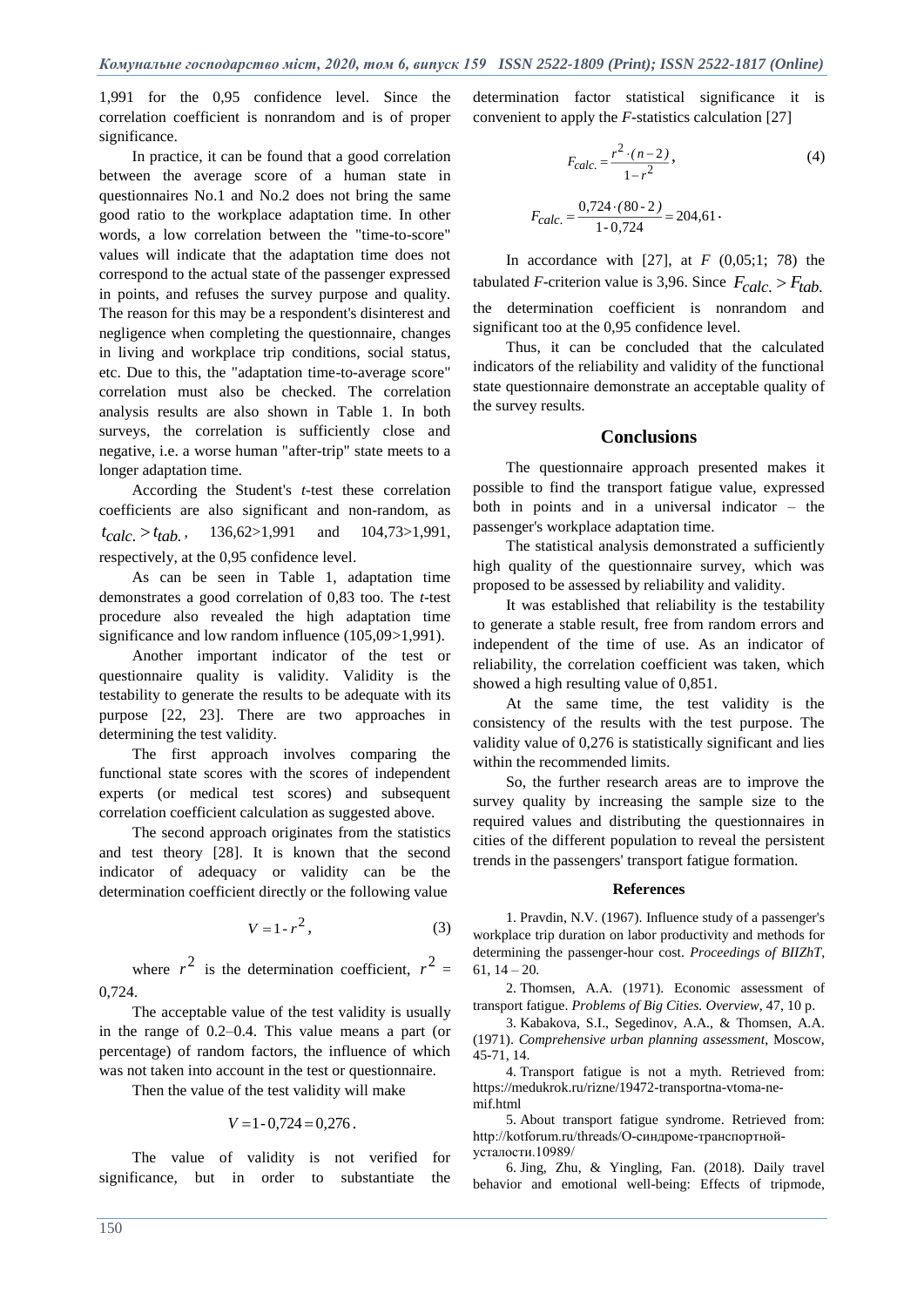1,991 for the 0,95 confidence level. Since the correlation coefficient is nonrandom and is of proper significance.

In practice, it can be found that a good correlation between the average score of a human state in questionnaires No.1 and No.2 does not bring the same good ratio to the workplace adaptation time. In other words, a low correlation between the "time-to-score" values will indicate that the adaptation time does not correspond to the actual state of the passenger expressed in points, and refuses the survey purpose and quality. The reason for this may be a respondent's disinterest and negligence when completing the questionnaire, changes in living and workplace trip conditions, social status, etc. Due to this, the "adaptation time-to-average score" correlation must also be checked. The correlation analysis results are also shown in Table 1. In both surveys, the correlation is sufficiently close and negative, i.e. a worse human "after-trip" state meets to a longer adaptation time.

According the Student's *t*-test these correlation coefficients are also significant and non-random, as $t_{calc.} > t_{tab.}$, 136,62>1,991 and 104,73>1,991, respectively, at the 0,95 confidence level.

As can be seen in Table 1, adaptation time demonstrates a good correlation of 0,83 too. The *t*-test procedure also revealed the high adaptation time significance and low random influence (105,09>1,991).

Another important indicator of the test or questionnaire quality is validity. Validity is the testability to generate the results to be adequate with its purpose [22, 23]. There are two approaches in determining the test validity.

The first approach involves comparing the functional state scores with the scores of independent experts (or medical test scores) and subsequent correlation coefficient calculation as suggested above.

The second approach originates from the statistics and test theory [28]. It is known that the second indicator of adequacy or validity can be the determination coefficient directly or the following value

$$V = 1 - r^2, \tag{3}$$

where $r^2$ is the determination coefficient, $r^2$ = 0,724.

The acceptable value of the test validity is usually in the range of 0.2–0.4. This value means a part (or percentage) of random factors, the influence of which was not taken into account in the test or questionnaire.

Then the value of the test validity will make

$$V = 1 - 0{,}724 = 0{,}276\,.$$

The value of validity is not verified for significance, but in order to substantiate the determination factor statistical significance it is convenient to apply the *F*-statistics calculation [27]

$$F_{calc.} = \frac{r^2 \cdot (n-2)}{1-r^2}, \tag{4}$$

$$F_{calc.} = \frac{0{,}724 \cdot (80-2)}{1-0{,}724} = 204{,}61\,.$$

In accordance with [27], at *F* (0,05;1; 78) the tabulated *F*-criterion value is 3,96. Since $F_{calc.} > F_{tab.}$ the determination coefficient is nonrandom and significant too at the 0,95 confidence level.

Thus, it can be concluded that the calculated indicators of the reliability and validity of the functional state questionnaire demonstrate an acceptable quality of the survey results.

## Conclusions

The questionnaire approach presented makes it possible to find the transport fatigue value, expressed both in points and in a universal indicator – the passenger's workplace adaptation time.

The statistical analysis demonstrated a sufficiently high quality of the questionnaire survey, which was proposed to be assessed by reliability and validity.

It was established that reliability is the testability to generate a stable result, free from random errors and independent of the time of use. As an indicator of reliability, the correlation coefficient was taken, which showed a high resulting value of 0,851.

At the same time, the test validity is the consistency of the results with the test purpose. The validity value of 0,276 is statistically significant and lies within the recommended limits.

So, the further research areas are to improve the survey quality by increasing the sample size to the required values and distributing the questionnaires in cities of the different population to reveal the persistent trends in the passengers' transport fatigue formation.

### References

1. Pravdin, N.V. (1967). Influence study of a passenger's workplace trip duration on labor productivity and methods for determining the passenger-hour cost. *Proceedings of BIIZhT*, 61, 14 – 20.

2. Thomsen, A.A. (1971). Economic assessment of transport fatigue. *Problems of Big Cities. Overview*, 47, 10 p.

3. Kabakova, S.I., Segedinov, A.A., & Thomsen, A.A. (1971). *Comprehensive urban planning assessment*, Moscow, 45-71, 14.

4. Transport fatigue is not a myth. Retrieved from: https://medukrok.ru/rizne/19472-transportna-vtoma-ne-mif.html

5. About transport fatigue syndrome. Retrieved from: http://kotforum.ru/threads/О-синдроме-транспортной-усталости.10989/

6. Jing, Zhu, & Yingling, Fan. (2018). Daily travel behavior and emotional well-being: Effects of tripmode,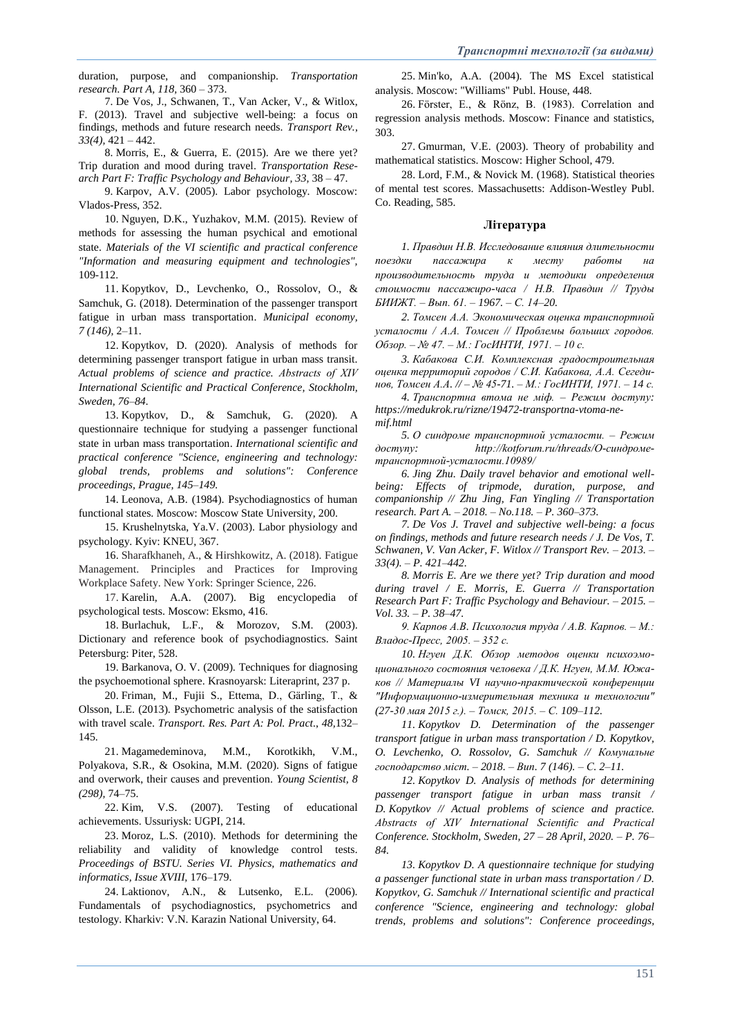duration, purpose, and companionship. *Transportation research. Part A, 118,* 360 – 373.

7. De Vos, J., Schwanen, T., Van Acker, V., & Witlox, F. (2013). Travel and subjective well-being: a focus on findings, methods and future research needs. *Transport Rev., 33(4),* 421 – 442.

8. Morris, E., & Guerra, E. (2015). Are we there yet? Trip duration and mood during travel. *Transportation Research Part F: Traffic Psychology and Behaviour, 33,* 38 – 47.

9. Karpov, A.V. (2005). Labor psychology. Moscow: Vlados-Press, 352.

10. Nguyen, D.K., Yuzhakov, M.M. (2015). Review of methods for assessing the human psychical and emotional state. *Materials of the VI scientific and practical conference "Information and measuring equipment and technologies",* 109-112.

11. Kopytkov, D., Levchenko, O., Rossolov, O., & Samchuk, G. (2018). Determination of the passenger transport fatigue in urban mass transportation. *Municipal economy, 7 (146),* 2–11.

12. Kopytkov, D. (2020). Analysis of methods for determining passenger transport fatigue in urban mass transit. *Actual problems of science and practice. Abstracts of XIV International Scientific and Practical Conference, Stockholm, Sweden, 76–84.*

13. Kopytkov, D., & Samchuk, G. (2020). A questionnaire technique for studying a passenger functional state in urban mass transportation. *International scientific and practical conference "Science, engineering and technology: global trends, problems and solutions": Conference proceedings, Prague, 145–149.*

14. Leonova, A.B. (1984). Psychodiagnostics of human functional states. Moscow: Moscow State University, 200.

15. Krushelnytska, Ya.V. (2003). Labor physiology and psychology. Kyiv: KNEU, 367.

16. Sharafkhaneh, A., & Hirshkowitz, A. (2018). Fatigue Management. Principles and Practices for Improving Workplace Safety. New York: Springer Science, 226.

17. Karelin, A.A. (2007). Big encyclopedia of psychological tests. Moscow: Eksmo, 416.

18. Burlachuk, L.F., & Morozov, S.M. (2003). Dictionary and reference book of psychodiagnostics. Saint Petersburg: Piter, 528.

19. Barkanova, O. V. (2009). Techniques for diagnosing the psychoemotional sphere. Krasnoyarsk: Literaprint, 237 p.

20. Friman, M., Fujii S., Ettema, D., Gärling, T., & Olsson, L.E. (2013). Psychometric analysis of the satisfaction with travel scale. *Transport. Res. Part A: Pol. Pract., 48,*132–145.

21. Magamedeminova, M.M., Korotkikh, V.M., Polyakova, S.R., & Osokina, M.M. (2020). Signs of fatigue and overwork, their causes and prevention. *Young Scientist, 8 (298),* 74–75.

22. Kim, V.S. (2007). Testing of educational achievements. Ussuriysk: UGPI, 214.

23. Moroz, L.S. (2010). Methods for determining the reliability and validity of knowledge control tests. *Proceedings of BSTU. Series VI. Physics, mathematics and informatics, Issue XVIII,* 176–179.

24. Laktionov, A.N., & Lutsenko, E.L. (2006). Fundamentals of psychodiagnostics, psychometrics and testology. Kharkiv: V.N. Karazin National University, 64.

25. Min'ko, A.A. (2004). The MS Excel statistical analysis. Moscow: "Williams" Publ. House, 448.

26. Förster, E., & Rönz, B. (1983). Correlation and regression analysis methods. Moscow: Finance and statistics, 303.

27. Gmurman, V.E. (2003). Theory of probability and mathematical statistics. Moscow: Higher School, 479.

28. Lord, F.M., & Novick M. (1968). Statistical theories of mental test scores. Massachusetts: Addison-Westley Publ. Co. Reading, 585.

## Література

*1. Правдин Н.В. Исследование влияния длительности поездки пассажира к месту работы на производительность труда и методики определения стоимости пассажиро-часа / Н.В. Правдин // Труды БИИЖТ. – Вып. 61. – 1967. – С. 14–20.*

*2. Томсен А.А. Экономическая оценка транспортной усталости / А.А. Томсен // Проблемы больших городов. Обзор. – № 47. – М.: ГосИНТИ, 1971. – 10 с.*

*3. Кабакова С.И. Комплексная градостроительная оценка территорий городов / С.И. Кабакова, А.А. Сегединов, Томсен А.А. // – № 45-71. – М.: ГосИНТИ, 1971. – 14 с.*

*4. Транспортна втома не міф. – Режим доступу: https://medukrok.ru/rizne/19472-transportna-vtoma-ne-mif.html*

*5. О синдроме транспортной усталости. – Режим доступу: http://kotforum.ru/threads/О-синдроме-транспортной-усталости.10989/*

*6. Jing Zhu. Daily travel behavior and emotional well-being: Effects of tripmode, duration, purpose, and companionship // Zhu Jing, Fan Yingling // Transportation research. Part A. – 2018. – No.118. – P. 360–373.*

*7. De Vos J. Travel and subjective well-being: a focus on findings, methods and future research needs / J. De Vos, T. Schwanen, V. Van Acker, F. Witlox // Transport Rev. – 2013. – 33(4). – P. 421–442.*

*8. Morris E. Are we there yet? Trip duration and mood during travel / E. Morris, E. Guerra // Transportation Research Part F: Traffic Psychology and Behaviour. – 2015. – Vol. 33. – P. 38–47.*

*9. Карпов А.В. Психология труда / А.В. Карпов. – М.: Владос-Пресс, 2005. – 352 с.*

*10. Нгуен Д.К. Обзор методов оценки психоэмоционального состояния человека / Д.К. Нгуен, М.М. Южаков // Материалы VI научно-практической конференции "Информационно-измерительная техника и технологии" (27-30 мая 2015 г.). – Томск, 2015. – С. 109–112.*

*11. Kopytkov D. Determination of the passenger transport fatigue in urban mass transportation / D. Kopytkov, O. Levchenko, O. Rossolov, G. Samchuk // Комунальне господарство міст. – 2018. – Вип. 7 (146). – С. 2–11.*

*12. Kopytkov D. Analysis of methods for determining passenger transport fatigue in urban mass transit / D. Kopytkov // Actual problems of science and practice. Abstracts of XIV International Scientific and Practical Conference. Stockholm, Sweden, 27 – 28 April, 2020. – P. 76–84.*

*13. Kopytkov D. A questionnaire technique for studying a passenger functional state in urban mass transportation / D. Kopytkov, G. Samchuk // International scientific and practical conference "Science, engineering and technology: global trends, problems and solutions": Conference proceedings,*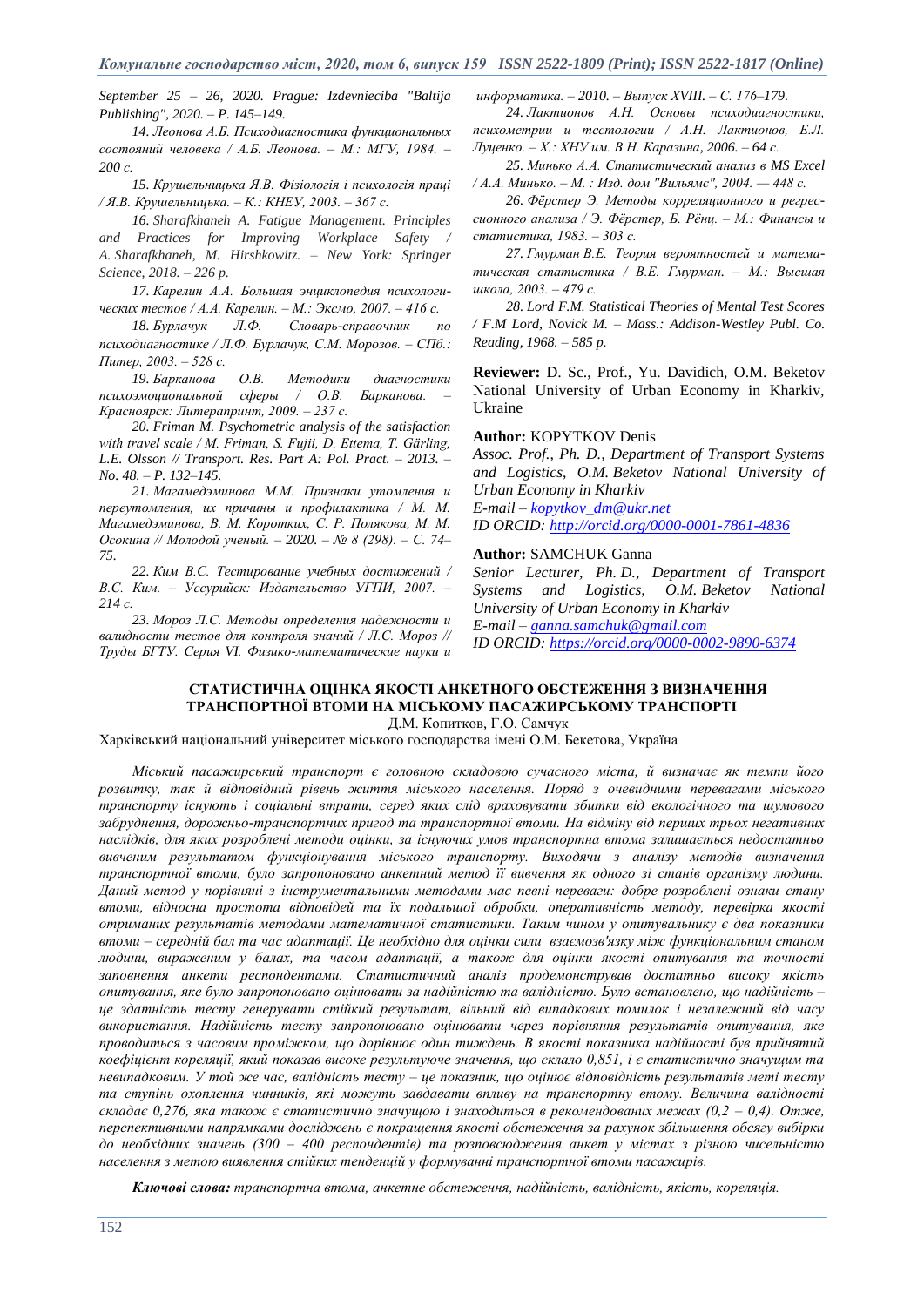September 25 – 26, 2020. Prague: Izdevnieciba "Baltija Publishing", 2020. – P. 145–149.

14. Леонова А.Б. Психодиагностика функциональных состояний человека / А.Б. Леонова. – М.: МГУ, 1984. – 200 с.

15. Крушельницька Я.В. Фізіологія і психологія праці / Я.В. Крушельницька. – К.: КНЕУ, 2003. – 367 с.

16. Sharafkhaneh A. Fatigue Management. Principles and Practices for Improving Workplace Safety / A. Sharafkhaneh, M. Hirshkowitz. – New York: Springer Science, 2018. – 226 p.

17. Карелин А.А. Большая энциклопедия психологических тестов / А.А. Карелин. – М.: Эксмо, 2007. – 416 с.

18. Бурлачук Л.Ф. Словарь-справочник по психодиагностике / Л.Ф. Бурлачук, С.М. Морозов. – СПб.: Питер, 2003. – 528 с.

19. Барканова О.В. Методики диагностики психоэмоциональной сферы / О.В. Барканова. – Красноярск: Литерапринт, 2009. – 237 с.

20. Friman M. Psychometric analysis of the satisfaction with travel scale / M. Friman, S. Fujii, D. Ettema, T. Gärling, L.E. Olsson // Transport. Res. Part A: Pol. Pract. – 2013. – No. 48. – P. 132–145.

21. Магамедэминова М.М. Признаки утомления и переутомления, их причины и профилактика / М. М. Магамедэминова, В. М. Коротких, С. Р. Полякова, М. М. Осокина // Молодой ученый. – 2020. – № 8 (298). – С. 74–75.

22. Ким В.С. Тестирование учебных достижений / В.С. Ким. – Уссурийск: Издательство УГПИ, 2007. – 214 с.

23. Мороз Л.С. Методы определения надежности и валидности тестов для контроля знаний / Л.С. Мороз // Труды БГТУ. Серия VI. Физико-математические науки и информатика. – 2010. – Выпуск XVIII. – С. 176–179.

24. Лактионов А.Н. Основы психодиагностики, психометрии и тестологии / А.Н. Лактионов, Е.Л. Луценко. – Х.: ХНУ им. В.Н. Каразина, 2006. – 64 с.

25. Минько А.А. Статистический анализ в MS Excel / А.А. Минько. – М. : Изд. дом "Вильямс", 2004. — 448 с.

26. Фёрстер Э. Методы корреляционного и регрессионного анализа / Э. Фёрстер, Б. Рёнц. – М.: Финансы и статистика, 1983. – 303 с.

27. Гмурман В.Е. Теория вероятностей и математическая статистика / В.Е. Гмурман. – М.: Высшая школа, 2003. – 479 с.

28. Lord F.M. Statistical Theories of Mental Test Scores / F.M Lord, Novick M. – Mass.: Addison-Westley Publ. Co. Reading, 1968. – 585 p.

**Reviewer:** D. Sc., Prof., Yu. Davidich, O.M. Beketov National University of Urban Economy in Kharkiv, Ukraine

**Author:** KOPYTKOV Denis
*Assoc. Prof., Ph. D., Department of Transport Systems and Logistics, O.M. Beketov National University of Urban Economy in Kharkiv*
*E-mail – kopytkov_dm@ukr.net*
*ID ORCID: http://orcid.org/0000-0001-7861-4836*

**Author:** SAMCHUK Ganna
*Senior Lecturer, Ph. D., Department of Transport Systems and Logistics, O.M. Beketov National University of Urban Economy in Kharkiv*
*E-mail – ganna.samchuk@gmail.com*
*ID ORCID: https://orcid.org/0000-0002-9890-6374*

## СТАТИСТИЧНА ОЦІНКА ЯКОСТІ АНКЕТНОГО ОБСТЕЖЕННЯ З ВИЗНАЧЕННЯ ТРАНСПОРТНОЇ ВТОМИ НА МІСЬКОМУ ПАСАЖИРСЬКОМУ ТРАНСПОРТІ

Д.М. Копитков, Г.О. Самчук

Харківський національний університет міського господарства імені О.М. Бекетова, Україна

*Міський пасажирський транспорт є головною складовою сучасного міста, й визначає як темпи його розвитку, так й відповідний рівень життя міського населення. Поряд з очевидними перевагами міського транспорту існують і соціальні втрати, серед яких слід враховувати збитки від екологічного та шумового забруднення, дорожньо-транспортних пригод та транспортної втоми. На відміну від перших трьох негативних наслідків, для яких розроблені методи оцінки, за існуючих умов транспортна втома залишається недостатньо вивченим результатом функціонування міського транспорту. Виходячи з аналізу методів визначення транспортної втоми, було запропоновано анкетний метод її вивчення як одного зі станів організму людини. Даний метод у порівняні з інструментальними методами має певні переваги: добре розроблені ознаки стану втоми, відносна простота відповідей та їх подальшої обробки, оперативність методу, перевірка якості отриманих результатів методами математичної статистики. Таким чином у опитувальнику є два показники втоми – середній бал та час адаптації. Це необхідно для оцінки сили взаємозв'язку між функціональним станом людини, вираженим у балах, та часом адаптації, а також для оцінки якості опитування та точності заповнення анкети респондентами. Статистичний аналіз продемонстрував достатньо високу якість опитування, яке було запропоновано оцінювати за надійністю та валідністю. Було встановлено, що надійність – це здатність тесту генерувати стійкий результат, вільний від випадкових помилок і незалежний від часу використання. Надійність тесту запропоновано оцінювати через порівняння результатів опитування, яке проводиться з часовим проміжком, що дорівнює один тиждень. В якості показника надійності був прийнятий коефіцієнт кореляції, який показав високе результуюче значення, що склало 0,851, і є статистично значущим та невипадковим. У той же час, валідність тесту – це показник, що оцінює відповідність результатів меті тесту та ступінь охоплення чинників, які можуть завдавати впливу на транспортну втому. Величина валідності складає 0,276, яка також є статистично значущою і знаходиться в рекомендованих межах (0,2 – 0,4). Отже, перспективними напрямками досліджень є покращення якості обстеження за рахунок збільшення обсягу вибірки до необхідних значень (300 – 400 респондентів) та розповсюдження анкет у містах з різною чисельністю населення з метою виявлення стійких тенденцій у формуванні транспортної втоми пасажирів.*

***Ключові слова:*** *транспортна втома, анкетне обстеження, надійність, валідність, якість, кореляція.*